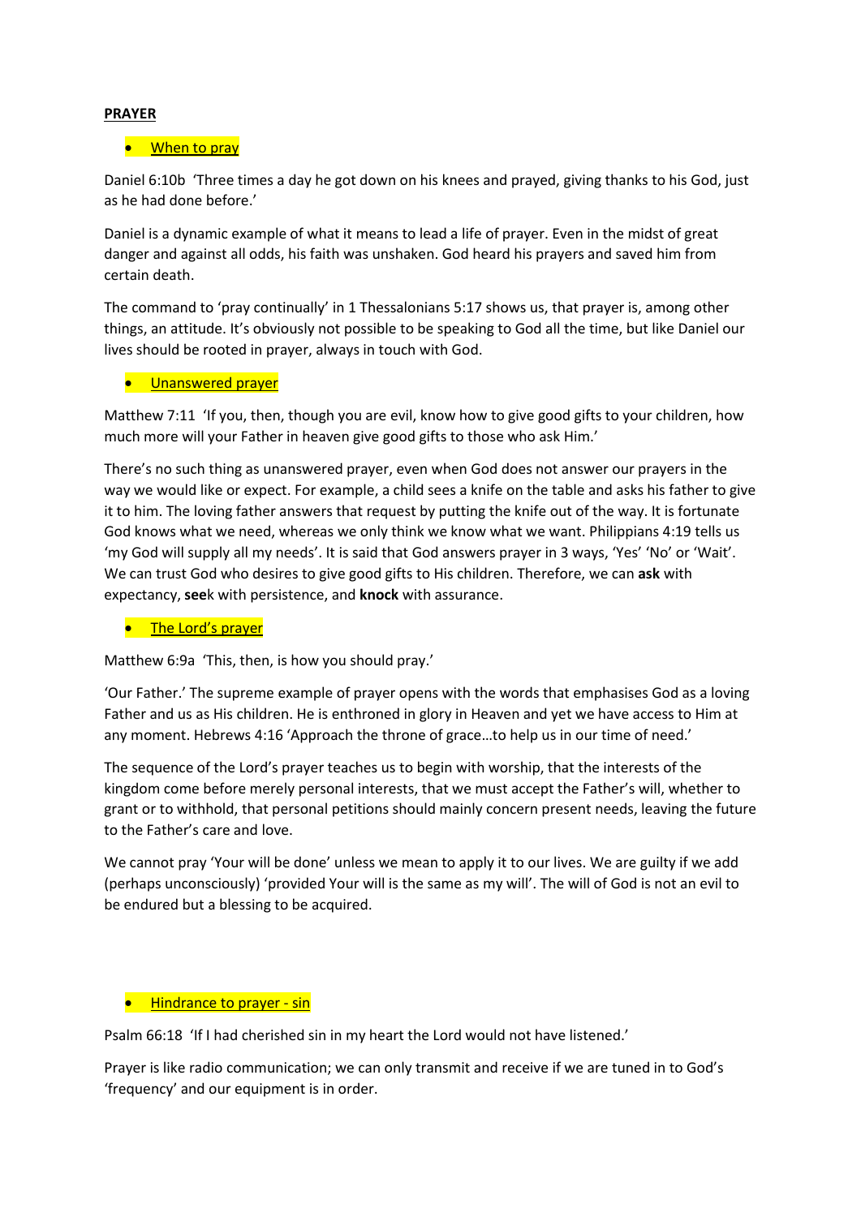**PRAYER**

- When to pray

Daniel 6:10b 'Three times a day he got down on his knees and prayed, giving thanks to his God, just as he had done before.'

Daniel is a dynamic example of what it means to lead a life of prayer. Even in the midst of great danger and against all odds, his faith was unshaken. God heard his prayers and saved him from certain death.

The command to 'pray continually' in 1 Thessalonians 5:17 shows us, that prayer is, among other things, an attitude. It's obviously not possible to be speaking to God all the time, but like Daniel our lives should be rooted in prayer, always in touch with God.

- Unanswered prayer

Matthew 7:11 'If you, then, though you are evil, know how to give good gifts to your children, how much more will your Father in heaven give good gifts to those who ask Him.'

There's no such thing as unanswered prayer, even when God does not answer our prayers in the way we would like or expect. For example, a child sees a knife on the table and asks his father to give it to him. The loving father answers that request by putting the knife out of the way. It is fortunate God knows what we need, whereas we only think we know what we want. Philippians 4:19 tells us 'my God will supply all my needs'. It is said that God answers prayer in 3 ways, 'Yes' 'No' or 'Wait'. We can trust God who desires to give good gifts to His children. Therefore, we can **ask** with expectancy, **see**k with persistence, and **knock** with assurance.

- The Lord's prayer

Matthew 6:9a 'This, then, is how you should pray.'

'Our Father.' The supreme example of prayer opens with the words that emphasises God as a loving Father and us as His children. He is enthroned in glory in Heaven and yet we have access to Him at any moment. Hebrews 4:16 'Approach the throne of grace…to help us in our time of need.'

The sequence of the Lord's prayer teaches us to begin with worship, that the interests of the kingdom come before merely personal interests, that we must accept the Father's will, whether to grant or to withhold, that personal petitions should mainly concern present needs, leaving the future to the Father's care and love.

We cannot pray 'Your will be done' unless we mean to apply it to our lives. We are guilty if we add (perhaps unconsciously) 'provided Your will is the same as my will'. The will of God is not an evil to be endured but a blessing to be acquired.

- Hindrance to prayer - sin

Psalm 66:18 'If I had cherished sin in my heart the Lord would not have listened.'

Prayer is like radio communication; we can only transmit and receive if we are tuned in to God's 'frequency' and our equipment is in order.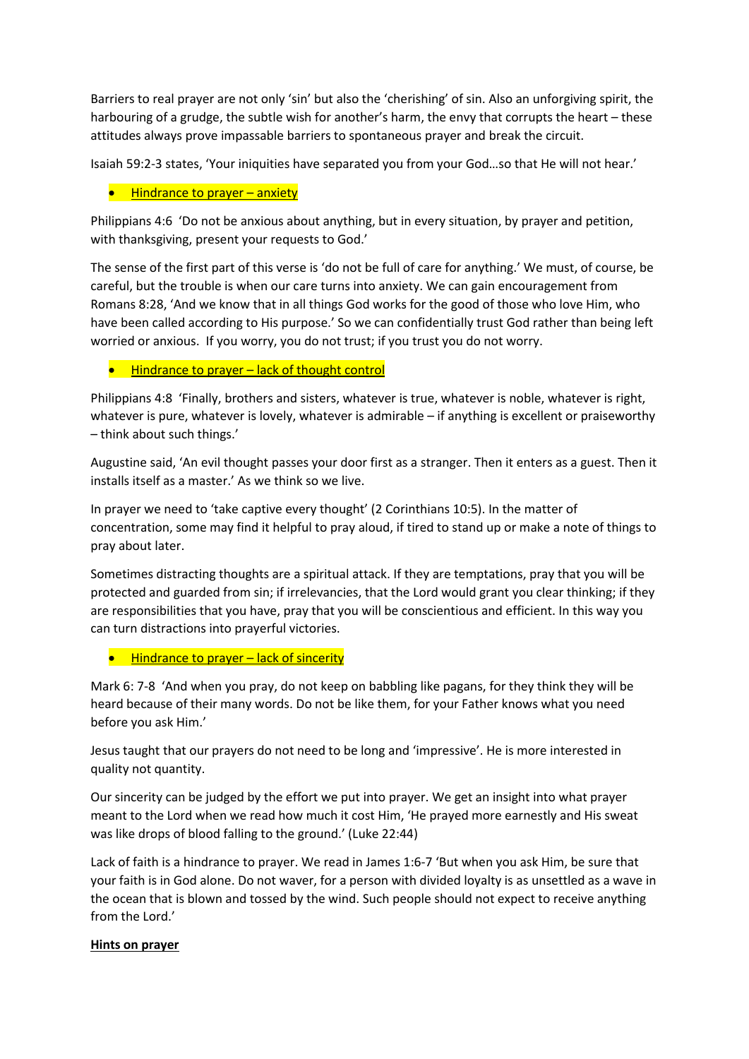Barriers to real prayer are not only 'sin' but also the 'cherishing' of sin. Also an unforgiving spirit, the harbouring of a grudge, the subtle wish for another's harm, the envy that corrupts the heart – these attitudes always prove impassable barriers to spontaneous prayer and break the circuit.

Isaiah 59:2-3 states, 'Your iniquities have separated you from your God…so that He will not hear.'

- Hindrance to prayer – anxiety

Philippians 4:6 'Do not be anxious about anything, but in every situation, by prayer and petition, with thanksgiving, present your requests to God.'

The sense of the first part of this verse is 'do not be full of care for anything.' We must, of course, be careful, but the trouble is when our care turns into anxiety. We can gain encouragement from Romans 8:28, 'And we know that in all things God works for the good of those who love Him, who have been called according to His purpose.' So we can confidentially trust God rather than being left worried or anxious. If you worry, you do not trust; if you trust you do not worry.

- Hindrance to prayer – lack of thought control

Philippians 4:8 'Finally, brothers and sisters, whatever is true, whatever is noble, whatever is right, whatever is pure, whatever is lovely, whatever is admirable – if anything is excellent or praiseworthy – think about such things.'

Augustine said, 'An evil thought passes your door first as a stranger. Then it enters as a guest. Then it installs itself as a master.' As we think so we live.

In prayer we need to 'take captive every thought' (2 Corinthians 10:5). In the matter of concentration, some may find it helpful to pray aloud, if tired to stand up or make a note of things to pray about later.

Sometimes distracting thoughts are a spiritual attack. If they are temptations, pray that you will be protected and guarded from sin; if irrelevancies, that the Lord would grant you clear thinking; if they are responsibilities that you have, pray that you will be conscientious and efficient. In this way you can turn distractions into prayerful victories.

- Hindrance to prayer – lack of sincerity

Mark 6: 7-8 'And when you pray, do not keep on babbling like pagans, for they think they will be heard because of their many words. Do not be like them, for your Father knows what you need before you ask Him.'

Jesus taught that our prayers do not need to be long and 'impressive'. He is more interested in quality not quantity.

Our sincerity can be judged by the effort we put into prayer. We get an insight into what prayer meant to the Lord when we read how much it cost Him, 'He prayed more earnestly and His sweat was like drops of blood falling to the ground.' (Luke 22:44)

Lack of faith is a hindrance to prayer. We read in James 1:6-7 'But when you ask Him, be sure that your faith is in God alone. Do not waver, for a person with divided loyalty is as unsettled as a wave in the ocean that is blown and tossed by the wind. Such people should not expect to receive anything from the Lord.'

**Hints on prayer**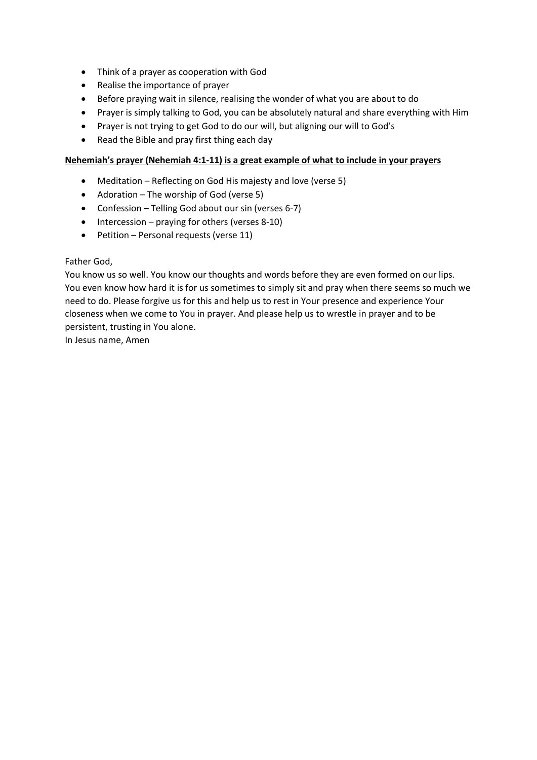- Think of a prayer as cooperation with God
- Realise the importance of prayer
- Before praying wait in silence, realising the wonder of what you are about to do
- Prayer is simply talking to God, you can be absolutely natural and share everything with Him
- Prayer is not trying to get God to do our will, but aligning our will to God's
- Read the Bible and pray first thing each day

**<u>Nehemiah's prayer (Nehemiah 4:1-11) is a great example of what to include in your prayers</u>**

- Meditation – Reflecting on God His majesty and love (verse 5)
- Adoration – The worship of God (verse 5)
- Confession – Telling God about our sin (verses 6-7)
- Intercession – praying for others (verses 8-10)
- Petition – Personal requests (verse 11)

Father God,
You know us so well. You know our thoughts and words before they are even formed on our lips. You even know how hard it is for us sometimes to simply sit and pray when there seems so much we need to do. Please forgive us for this and help us to rest in Your presence and experience Your closeness when we come to You in prayer. And please help us to wrestle in prayer and to be persistent, trusting in You alone.
In Jesus name, Amen